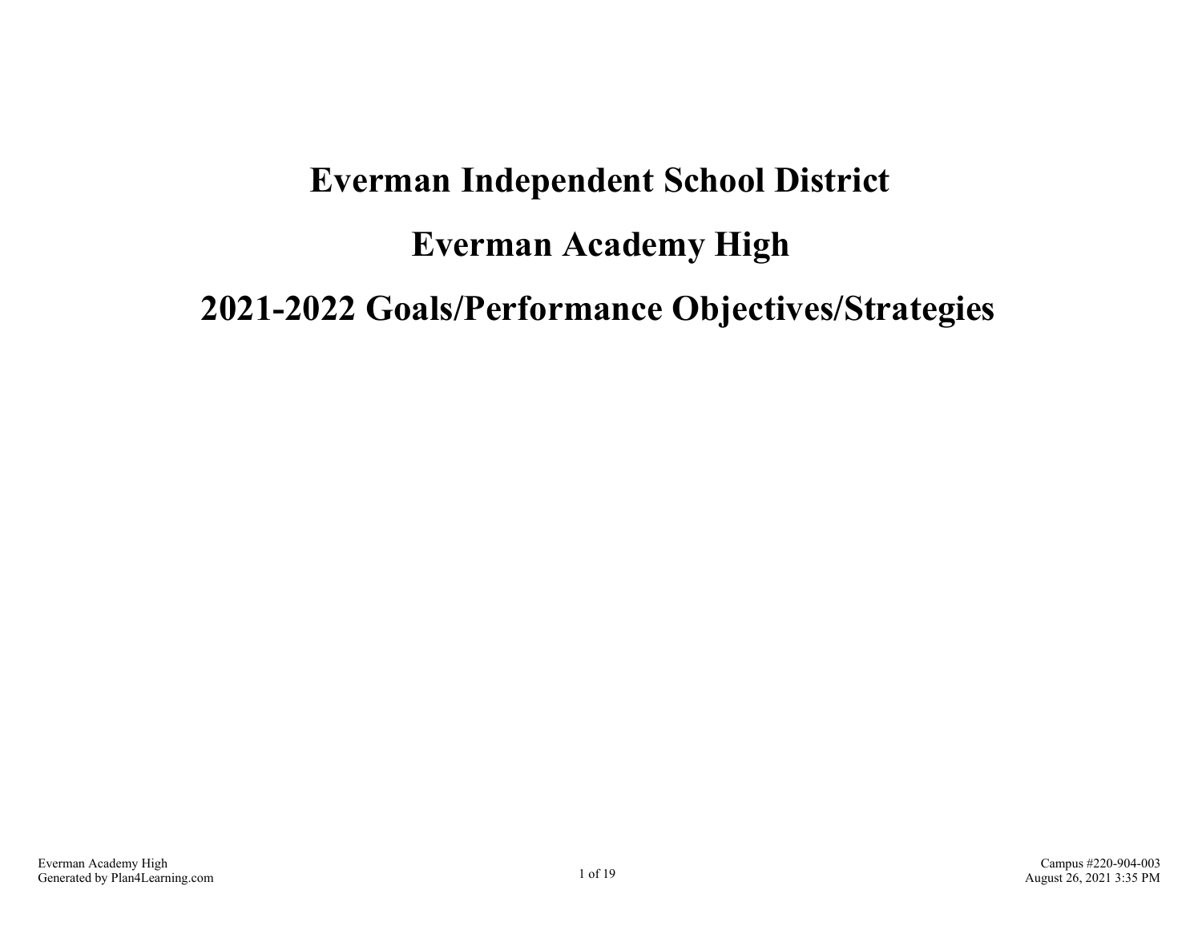# Everman Independent School District

# Everman Academy High

# 2021-2022 Goals/Performance Objectives/Strategies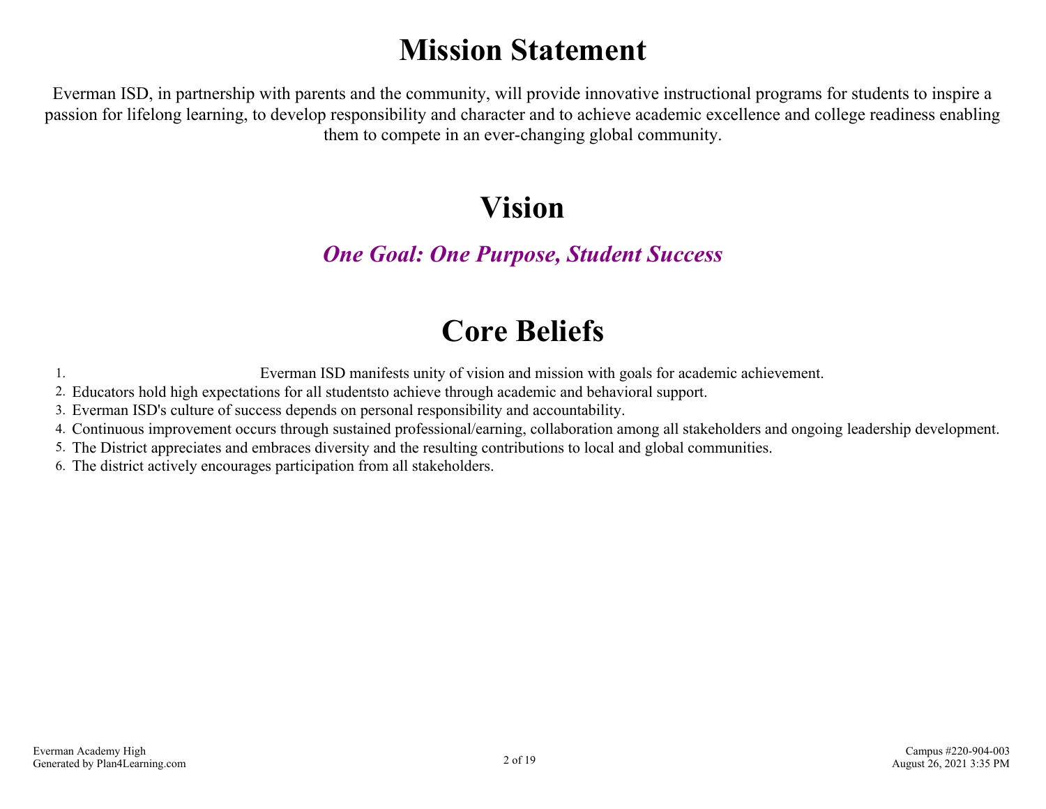# Mission Statement

Everman ISD, in partnership with parents and the community, will provide innovative instructional programs for students to inspire a passion for lifelong learning, to develop responsibility and character and to achieve academic excellence and college readiness enabling them to compete in an ever-changing global community.

# Vision

***One Goal: One Purpose, Student Success***

# Core Beliefs

1. Everman ISD manifests unity of vision and mission with goals for academic achievement.
2. Educators hold high expectations for all studentsto achieve through academic and behavioral support.
3. Everman ISD's culture of success depends on personal responsibility and accountability.
4. Continuous improvement occurs through sustained professional/earning, collaboration among all stakeholders and ongoing leadership development.
5. The District appreciates and embraces diversity and the resulting contributions to local and global communities.
6. The district actively encourages participation from all stakeholders.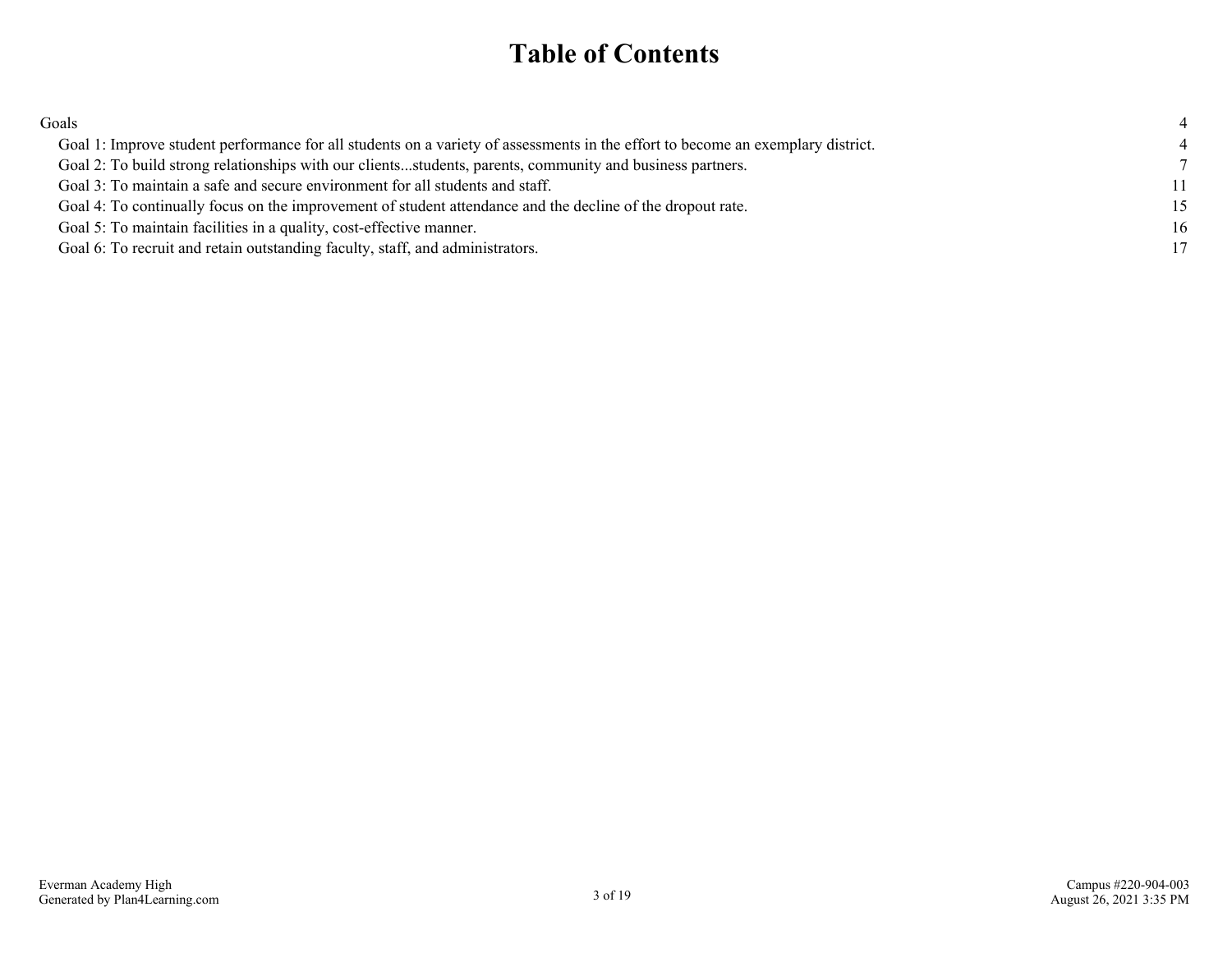# Table of Contents

| | |
|---|---|
| Goals | 4 |
| Goal 1: Improve student performance for all students on a variety of assessments in the effort to become an exemplary district. | 4 |
| Goal 2: To build strong relationships with our clients...students, parents, community and business partners. | 7 |
| Goal 3: To maintain a safe and secure environment for all students and staff. | 11 |
| Goal 4: To continually focus on the improvement of student attendance and the decline of the dropout rate. | 15 |
| Goal 5: To maintain facilities in a quality, cost-effective manner. | 16 |
| Goal 6: To recruit and retain outstanding faculty, staff, and administrators. | 17 |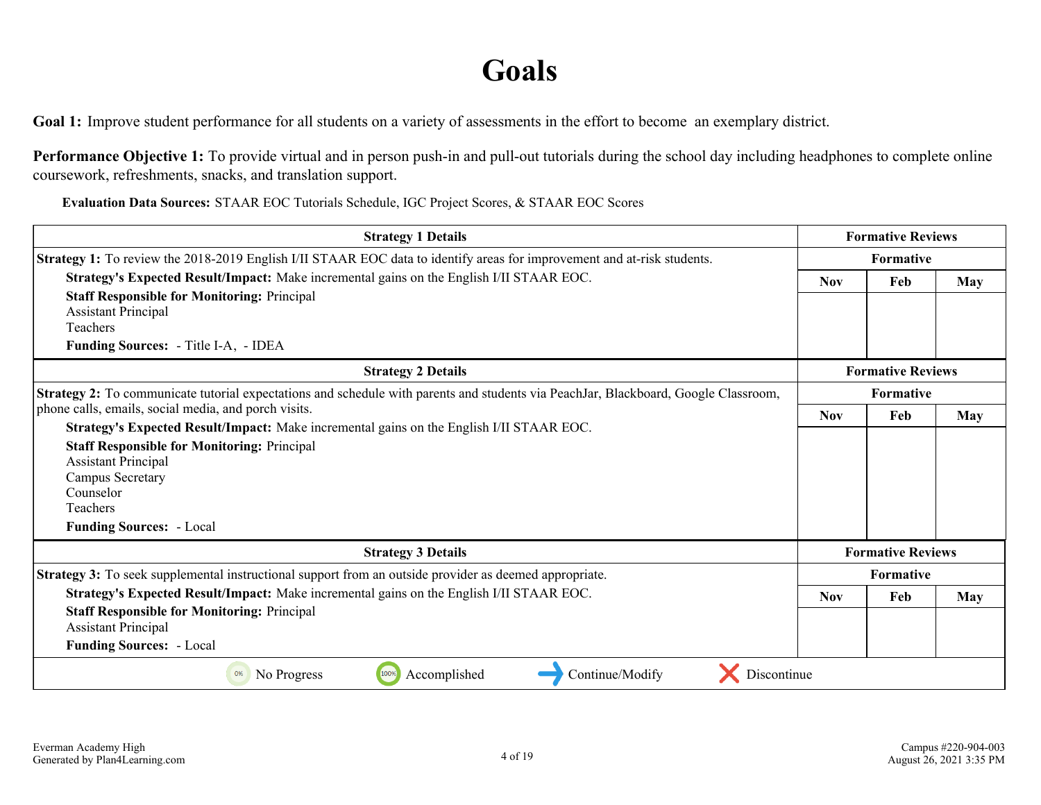# Goals

**Goal 1:** Improve student performance for all students on a variety of assessments in the effort to become an exemplary district.

**Performance Objective 1:** To provide virtual and in person push-in and pull-out tutorials during the school day including headphones to complete online coursework, refreshments, snacks, and translation support.

**Evaluation Data Sources:** STAAR EOC Tutorials Schedule, IGC Project Scores, & STAAR EOC Scores

| Strategy 1 Details | Formative Reviews | | |
|---|---|---|---|
| | Formative | | |
| **Strategy 1:** To review the 2018-2019 English I/II STAAR EOC data to identify areas for improvement and at-risk students.<br>**Strategy's Expected Result/Impact:** Make incremental gains on the English I/II STAAR EOC.<br>**Staff Responsible for Monitoring:** Principal<br>Assistant Principal<br>Teachers<br>**Funding Sources:** - Title I-A, - IDEA | **Nov** | **Feb** | **May** |
| | | | |

| Strategy 2 Details | Formative Reviews | | |
|---|---|---|---|
| | Formative | | |
| **Strategy 2:** To communicate tutorial expectations and schedule with parents and students via PeachJar, Blackboard, Google Classroom, phone calls, emails, social media, and porch visits.<br>**Strategy's Expected Result/Impact:** Make incremental gains on the English I/II STAAR EOC.<br>**Staff Responsible for Monitoring:** Principal<br>Assistant Principal<br>Campus Secretary<br>Counselor<br>Teachers<br>**Funding Sources:** - Local | **Nov** | **Feb** | **May** |
| | | | |

| Strategy 3 Details | Formative Reviews | | |
|---|---|---|---|
| | Formative | | |
| **Strategy 3:** To seek supplemental instructional support from an outside provider as deemed appropriate.<br>**Strategy's Expected Result/Impact:** Make incremental gains on the English I/II STAAR EOC.<br>**Staff Responsible for Monitoring:** Principal<br>Assistant Principal<br>**Funding Sources:** - Local | **Nov** | **Feb** | **May** |
| | | | |

0% No Progress | 100% Accomplished | Continue/Modify | Discontinue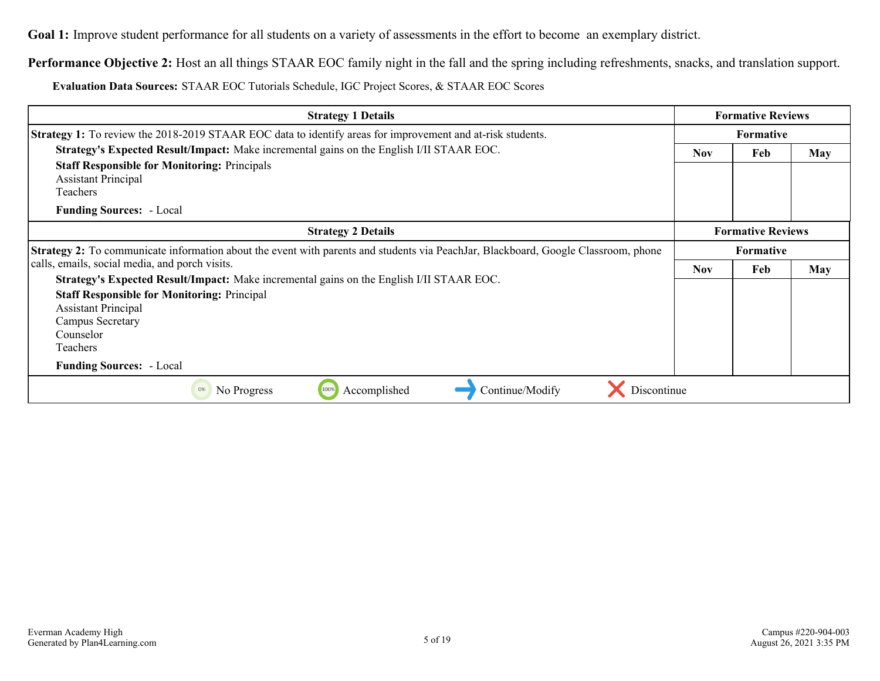**Goal 1:** Improve student performance for all students on a variety of assessments in the effort to become an exemplary district.

**Performance Objective 2:** Host an all things STAAR EOC family night in the fall and the spring including refreshments, snacks, and translation support.

**Evaluation Data Sources:** STAAR EOC Tutorials Schedule, IGC Project Scores, & STAAR EOC Scores

| Strategy 1 Details | Formative Reviews | | |
|---|---|---|---|
| | Formative | | |
| **Strategy 1:** To review the 2018-2019 STAAR EOC data to identify areas for improvement and at-risk students.<br>**Strategy's Expected Result/Impact:** Make incremental gains on the English I/II STAAR EOC.<br>**Staff Responsible for Monitoring:** Principals<br>Assistant Principal<br>Teachers<br>**Funding Sources:** - Local | Nov | Feb | May |

| Strategy 2 Details | Formative Reviews | | |
|---|---|---|---|
| | Formative | | |
| **Strategy 2:** To communicate information about the event with parents and students via PeachJar, Blackboard, Google Classroom, phone calls, emails, social media, and porch visits.<br>**Strategy's Expected Result/Impact:** Make incremental gains on the English I/II STAAR EOC.<br>**Staff Responsible for Monitoring:** Principal<br>Assistant Principal<br>Campus Secretary<br>Counselor<br>Teachers<br>**Funding Sources:** - Local | Nov | Feb | May |

0% No Progress | 100% Accomplished | Continue/Modify | Discontinue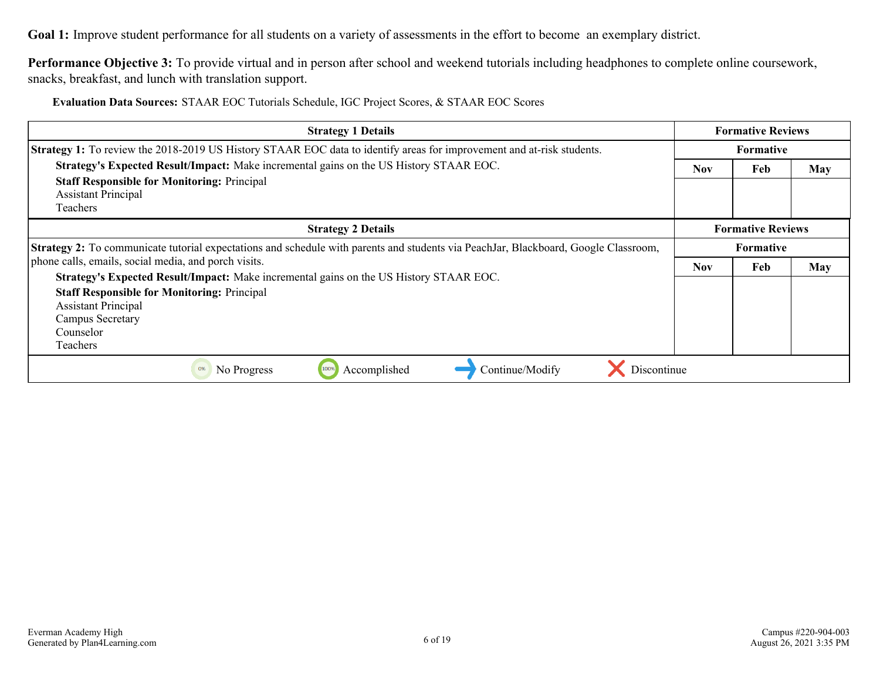**Goal 1:** Improve student performance for all students on a variety of assessments in the effort to become an exemplary district.

**Performance Objective 3:** To provide virtual and in person after school and weekend tutorials including headphones to complete online coursework, snacks, breakfast, and lunch with translation support.

**Evaluation Data Sources:** STAAR EOC Tutorials Schedule, IGC Project Scores, & STAAR EOC Scores

| Strategy 1 Details | Formative Reviews | | |
|---|---|---|---|
| | Formative | | |
| **Strategy 1:** To review the 2018-2019 US History STAAR EOC data to identify areas for improvement and at-risk students.<br>**Strategy's Expected Result/Impact:** Make incremental gains on the US History STAAR EOC.<br>**Staff Responsible for Monitoring:** Principal<br>Assistant Principal<br>Teachers | **Nov** | **Feb** | **May** |
| | | | |

| Strategy 2 Details | Formative Reviews | | |
|---|---|---|---|
| | Formative | | |
| **Strategy 2:** To communicate tutorial expectations and schedule with parents and students via PeachJar, Blackboard, Google Classroom, phone calls, emails, social media, and porch visits.<br>**Strategy's Expected Result/Impact:** Make incremental gains on the US History STAAR EOC.<br>**Staff Responsible for Monitoring:** Principal<br>Assistant Principal<br>Campus Secretary<br>Counselor<br>Teachers | **Nov** | **Feb** | **May** |
| | | | |

0% No Progress | 100% Accomplished | → Continue/Modify | ✕ Discontinue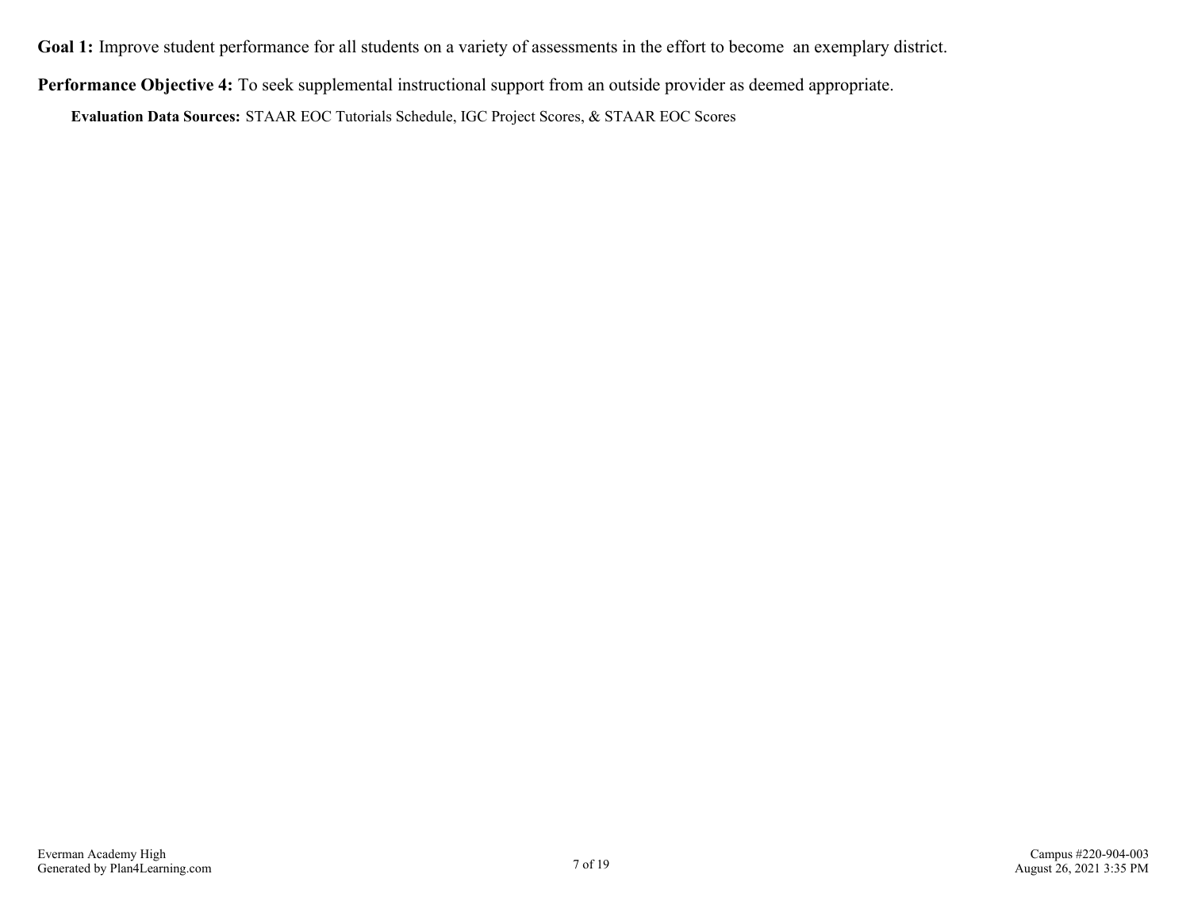**Goal 1:** Improve student performance for all students on a variety of assessments in the effort to become an exemplary district.

**Performance Objective 4:** To seek supplemental instructional support from an outside provider as deemed appropriate.

**Evaluation Data Sources:** STAAR EOC Tutorials Schedule, IGC Project Scores, & STAAR EOC Scores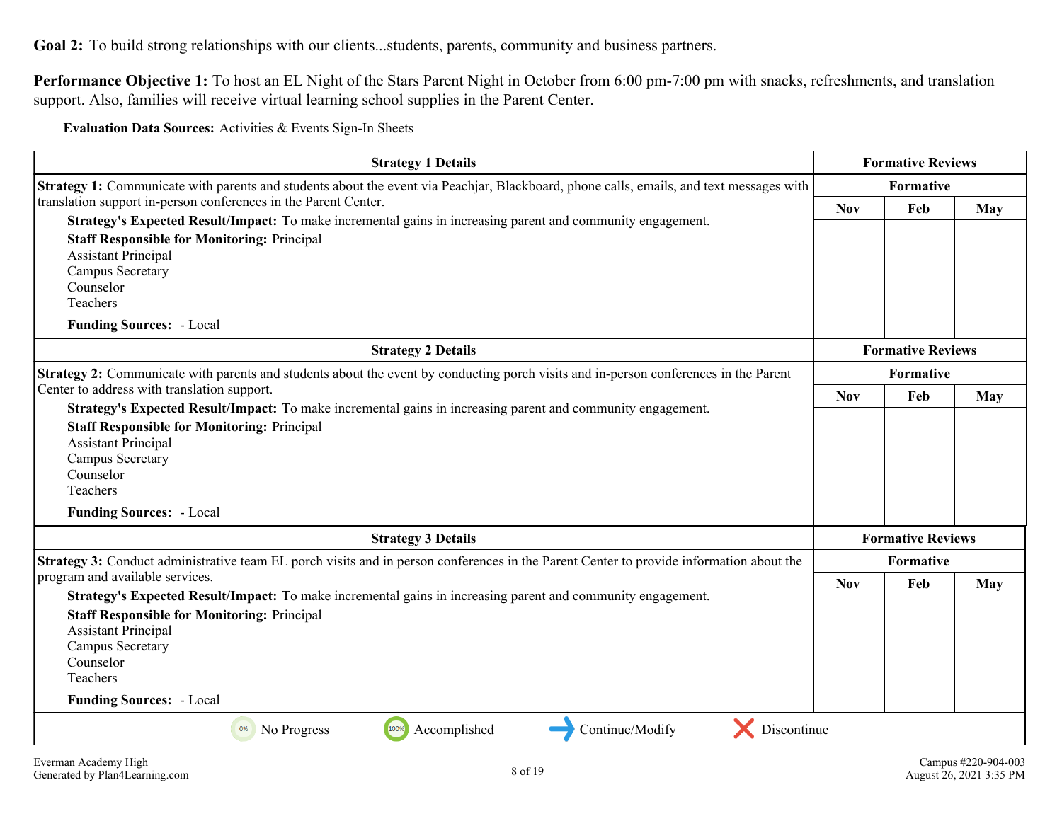**Goal 2:** To build strong relationships with our clients...students, parents, community and business partners.

**Performance Objective 1:** To host an EL Night of the Stars Parent Night in October from 6:00 pm-7:00 pm with snacks, refreshments, and translation support. Also, families will receive virtual learning school supplies in the Parent Center.

**Evaluation Data Sources:** Activities & Events Sign-In Sheets

| Strategy 1 Details | Formative Reviews | | |
|---|---|---|---|
| | Formative | | |
| **Strategy 1:** Communicate with parents and students about the event via Peachjar, Blackboard, phone calls, emails, and text messages with translation support in-person conferences in the Parent Center.<br>**Strategy's Expected Result/Impact:** To make incremental gains in increasing parent and community engagement.<br>**Staff Responsible for Monitoring:** Principal<br>Assistant Principal<br>Campus Secretary<br>Counselor<br>Teachers<br>**Funding Sources:** - Local | Nov | Feb | May |
| | | | |

| Strategy 2 Details | Formative Reviews | | |
|---|---|---|---|
| | Formative | | |
| **Strategy 2:** Communicate with parents and students about the event by conducting porch visits and in-person conferences in the Parent Center to address with translation support.<br>**Strategy's Expected Result/Impact:** To make incremental gains in increasing parent and community engagement.<br>**Staff Responsible for Monitoring:** Principal<br>Assistant Principal<br>Campus Secretary<br>Counselor<br>Teachers<br>**Funding Sources:** - Local | Nov | Feb | May |
| | | | |

| Strategy 3 Details | Formative Reviews | | |
|---|---|---|---|
| | Formative | | |
| **Strategy 3:** Conduct administrative team EL porch visits and in person conferences in the Parent Center to provide information about the program and available services.<br>**Strategy's Expected Result/Impact:** To make incremental gains in increasing parent and community engagement.<br>**Staff Responsible for Monitoring:** Principal<br>Assistant Principal<br>Campus Secretary<br>Counselor<br>Teachers<br>**Funding Sources:** - Local | Nov | Feb | May |
| | | | |

0% No Progress | 100% Accomplished | Continue/Modify | Discontinue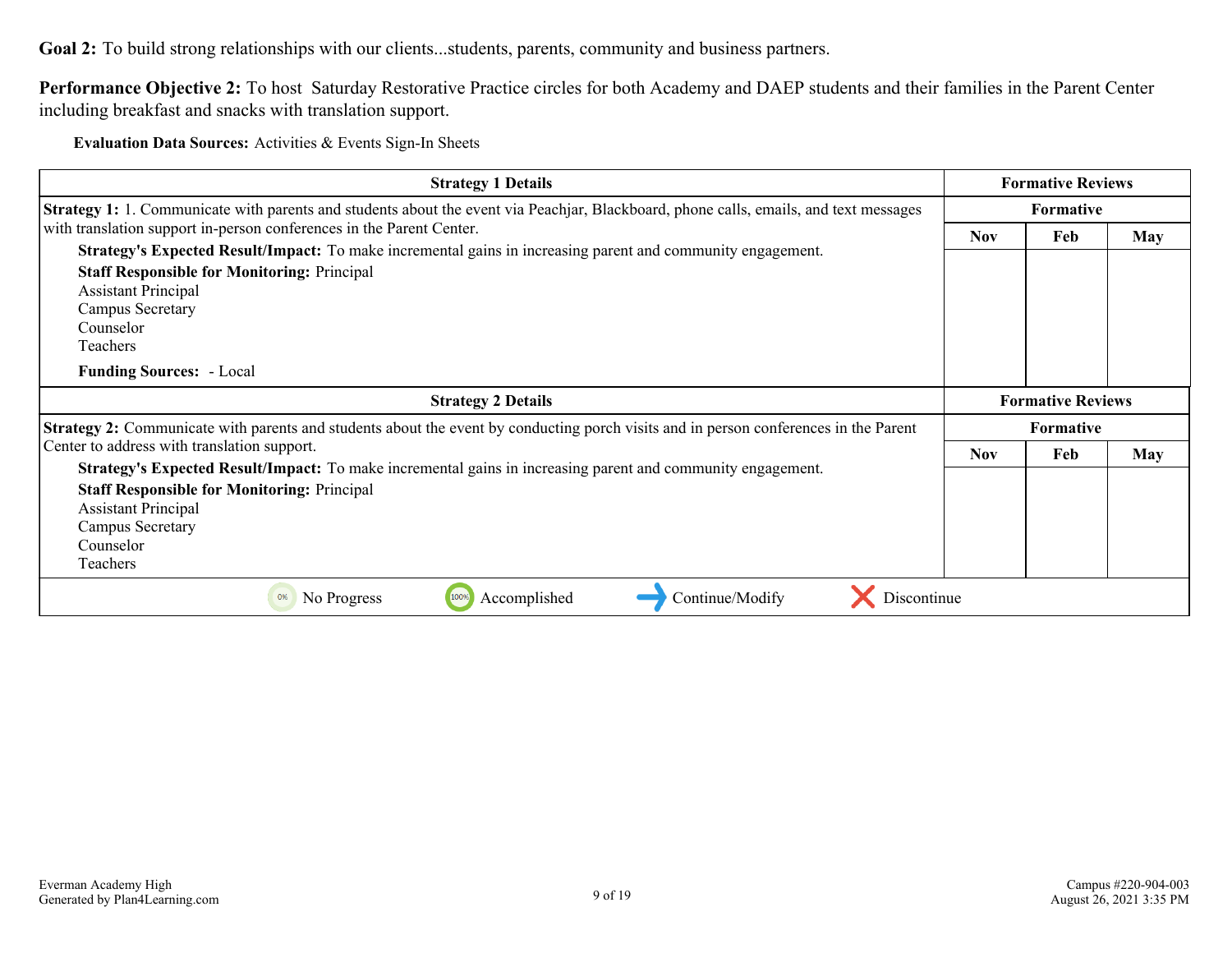**Goal 2:** To build strong relationships with our clients...students, parents, community and business partners.

**Performance Objective 2:** To host Saturday Restorative Practice circles for both Academy and DAEP students and their families in the Parent Center including breakfast and snacks with translation support.

**Evaluation Data Sources:** Activities & Events Sign-In Sheets

| Strategy 1 Details | Formative Reviews | | |
|---|---|---|---|
| | Formative | | |
| **Strategy 1:** 1. Communicate with parents and students about the event via Peachjar, Blackboard, phone calls, emails, and text messages with translation support in-person conferences in the Parent Center.<br>**Strategy's Expected Result/Impact:** To make incremental gains in increasing parent and community engagement.<br>**Staff Responsible for Monitoring:** Principal<br>Assistant Principal<br>Campus Secretary<br>Counselor<br>Teachers<br>**Funding Sources:** - Local | Nov | Feb | May |

| Strategy 2 Details | Formative Reviews | | |
|---|---|---|---|
| | Formative | | |
| **Strategy 2:** Communicate with parents and students about the event by conducting porch visits and in person conferences in the Parent Center to address with translation support.<br>**Strategy's Expected Result/Impact:** To make incremental gains in increasing parent and community engagement.<br>**Staff Responsible for Monitoring:** Principal<br>Assistant Principal<br>Campus Secretary<br>Counselor<br>Teachers | Nov | Feb | May |

0% No Progress | 100% Accomplished | → Continue/Modify | ✕ Discontinue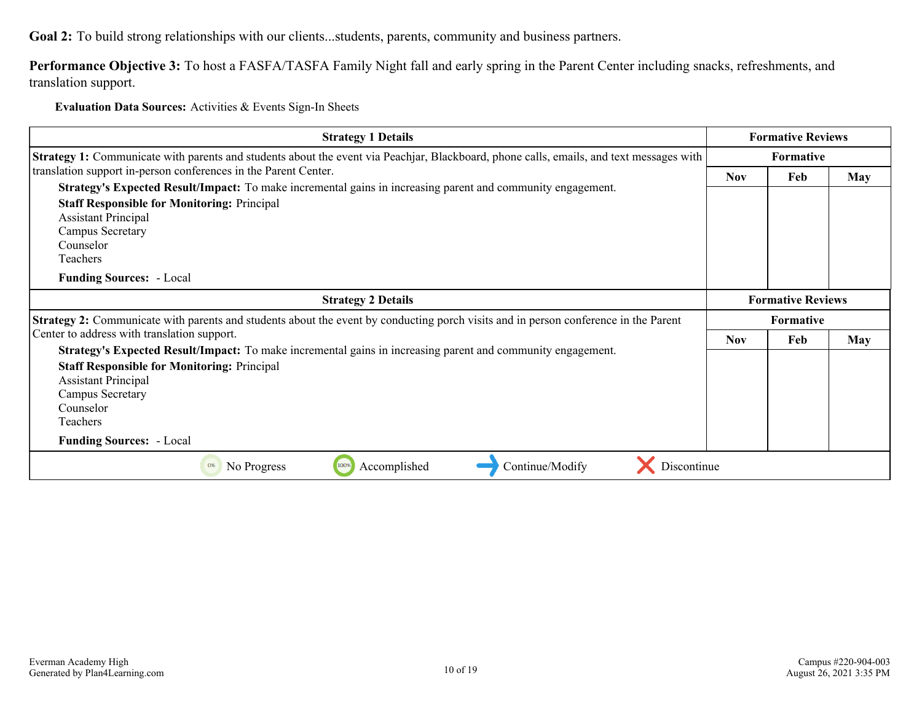**Goal 2:** To build strong relationships with our clients...students, parents, community and business partners.

**Performance Objective 3:** To host a FASFA/TASFA Family Night fall and early spring in the Parent Center including snacks, refreshments, and translation support.

**Evaluation Data Sources:** Activities & Events Sign-In Sheets

| Strategy 1 Details | Formative Reviews | | |
|---|---|---|---|
| | Formative | | |
| **Strategy 1:** Communicate with parents and students about the event via Peachjar, Blackboard, phone calls, emails, and text messages with translation support in-person conferences in the Parent Center.<br>**Strategy's Expected Result/Impact:** To make incremental gains in increasing parent and community engagement.<br>**Staff Responsible for Monitoring:** Principal<br>Assistant Principal<br>Campus Secretary<br>Counselor<br>Teachers<br>**Funding Sources:** - Local | Nov | Feb | May |

| Strategy 2 Details | Formative Reviews | | |
|---|---|---|---|
| | Formative | | |
| **Strategy 2:** Communicate with parents and students about the event by conducting porch visits and in person conference in the Parent Center to address with translation support.<br>**Strategy's Expected Result/Impact:** To make incremental gains in increasing parent and community engagement.<br>**Staff Responsible for Monitoring:** Principal<br>Assistant Principal<br>Campus Secretary<br>Counselor<br>Teachers<br>**Funding Sources:** - Local | Nov | Feb | May |

0% No Progress | 100% Accomplished | Continue/Modify | Discontinue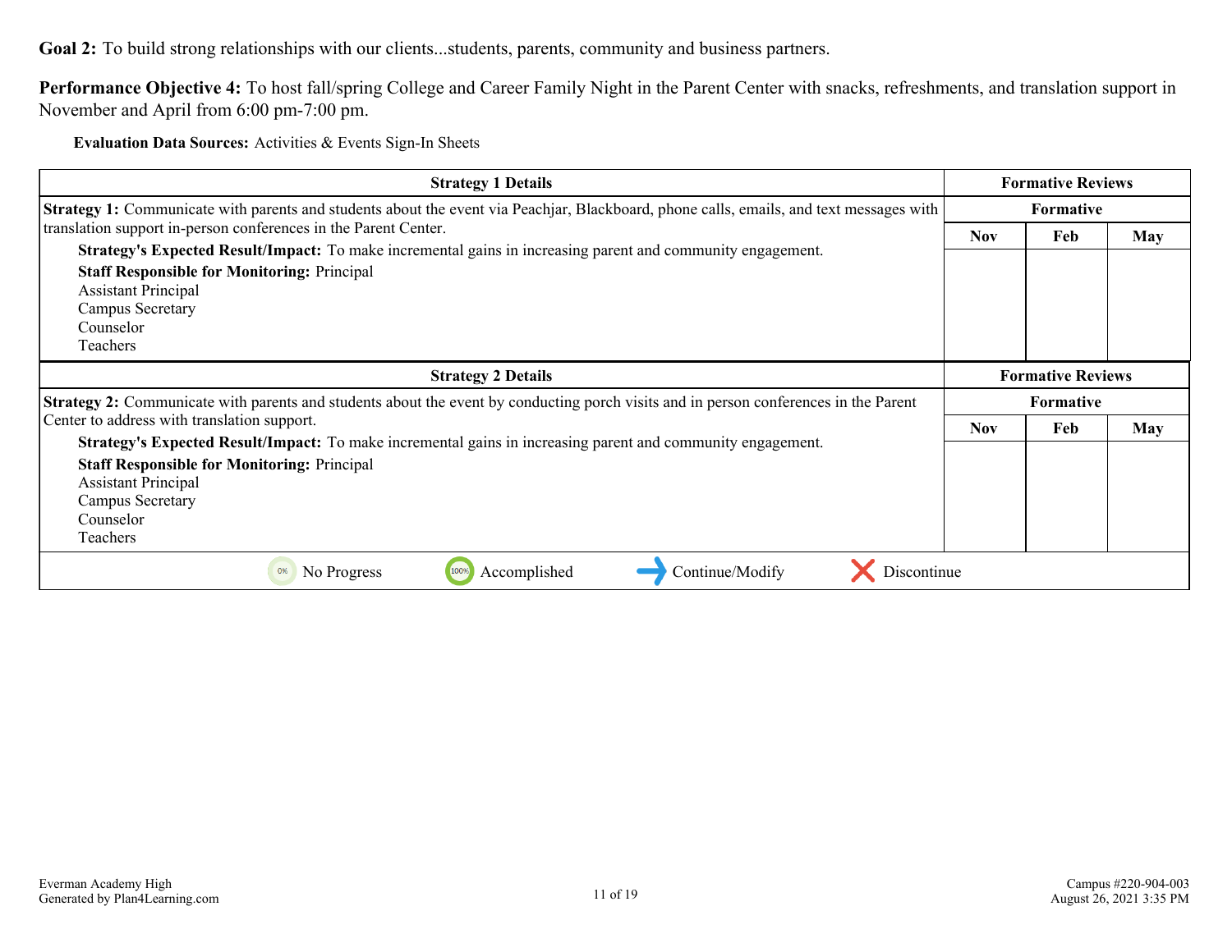**Goal 2:** To build strong relationships with our clients...students, parents, community and business partners.

**Performance Objective 4:** To host fall/spring College and Career Family Night in the Parent Center with snacks, refreshments, and translation support in November and April from 6:00 pm-7:00 pm.

**Evaluation Data Sources:** Activities & Events Sign-In Sheets

| Strategy 1 Details | Formative Reviews | | |
|---|---|---|---|
| | Formative | | |
| | Nov | Feb | May |
| **Strategy 1:** Communicate with parents and students about the event via Peachjar, Blackboard, phone calls, emails, and text messages with translation support in-person conferences in the Parent Center.<br>**Strategy's Expected Result/Impact:** To make incremental gains in increasing parent and community engagement.<br>**Staff Responsible for Monitoring:** Principal<br>Assistant Principal<br>Campus Secretary<br>Counselor<br>Teachers | | | |

| Strategy 2 Details | Formative Reviews | | |
|---|---|---|---|
| | Formative | | |
| | Nov | Feb | May |
| **Strategy 2:** Communicate with parents and students about the event by conducting porch visits and in person conferences in the Parent Center to address with translation support.<br>**Strategy's Expected Result/Impact:** To make incremental gains in increasing parent and community engagement.<br>**Staff Responsible for Monitoring:** Principal<br>Assistant Principal<br>Campus Secretary<br>Counselor<br>Teachers | | | |

0% No Progress | 100% Accomplished | → Continue/Modify | ✕ Discontinue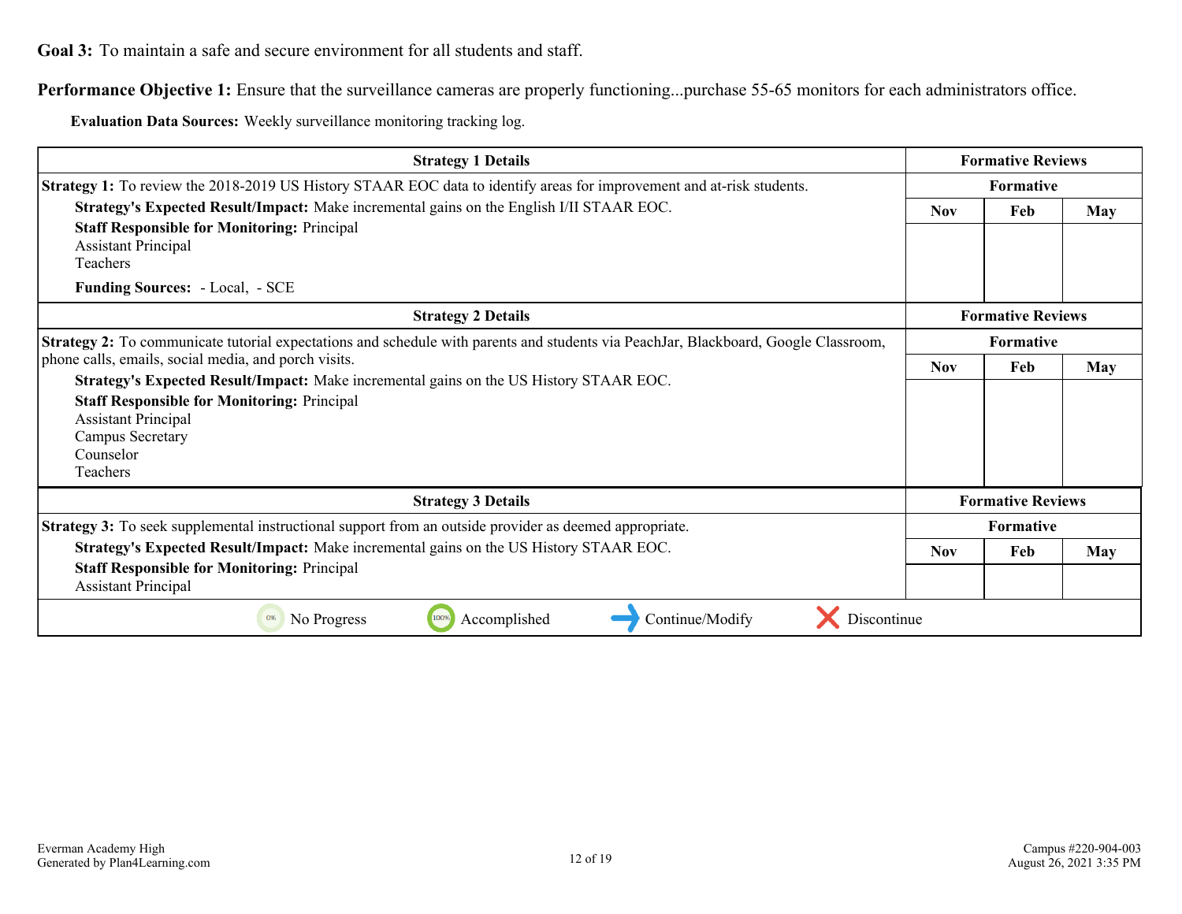**Goal 3:** To maintain a safe and secure environment for all students and staff.

**Performance Objective 1:** Ensure that the surveillance cameras are properly functioning...purchase 55-65 monitors for each administrators office.

**Evaluation Data Sources:** Weekly surveillance monitoring tracking log.

| Strategy 1 Details | Formative Reviews | | |
|---|---|---|---|
| **Strategy 1:** To review the 2018-2019 US History STAAR EOC data to identify areas for improvement and at-risk students.<br>**Strategy's Expected Result/Impact:** Make incremental gains on the English I/II STAAR EOC.<br>**Staff Responsible for Monitoring:** Principal<br>Assistant Principal<br>Teachers<br>**Funding Sources:** - Local, - SCE | **Formative** | | |
| | **Nov** | **Feb** | **May** |
| | | | |

| Strategy 2 Details | Formative Reviews | | |
|---|---|---|---|
| **Strategy 2:** To communicate tutorial expectations and schedule with parents and students via PeachJar, Blackboard, Google Classroom, phone calls, emails, social media, and porch visits.<br>**Strategy's Expected Result/Impact:** Make incremental gains on the US History STAAR EOC.<br>**Staff Responsible for Monitoring:** Principal<br>Assistant Principal<br>Campus Secretary<br>Counselor<br>Teachers | **Formative** | | |
| | **Nov** | **Feb** | **May** |
| | | | |

| Strategy 3 Details | Formative Reviews | | |
|---|---|---|---|
| **Strategy 3:** To seek supplemental instructional support from an outside provider as deemed appropriate.<br>**Strategy's Expected Result/Impact:** Make incremental gains on the US History STAAR EOC.<br>**Staff Responsible for Monitoring:** Principal<br>Assistant Principal | **Formative** | | |
| | **Nov** | **Feb** | **May** |
| | | | |

No Progress | Accomplished | Continue/Modify | Discontinue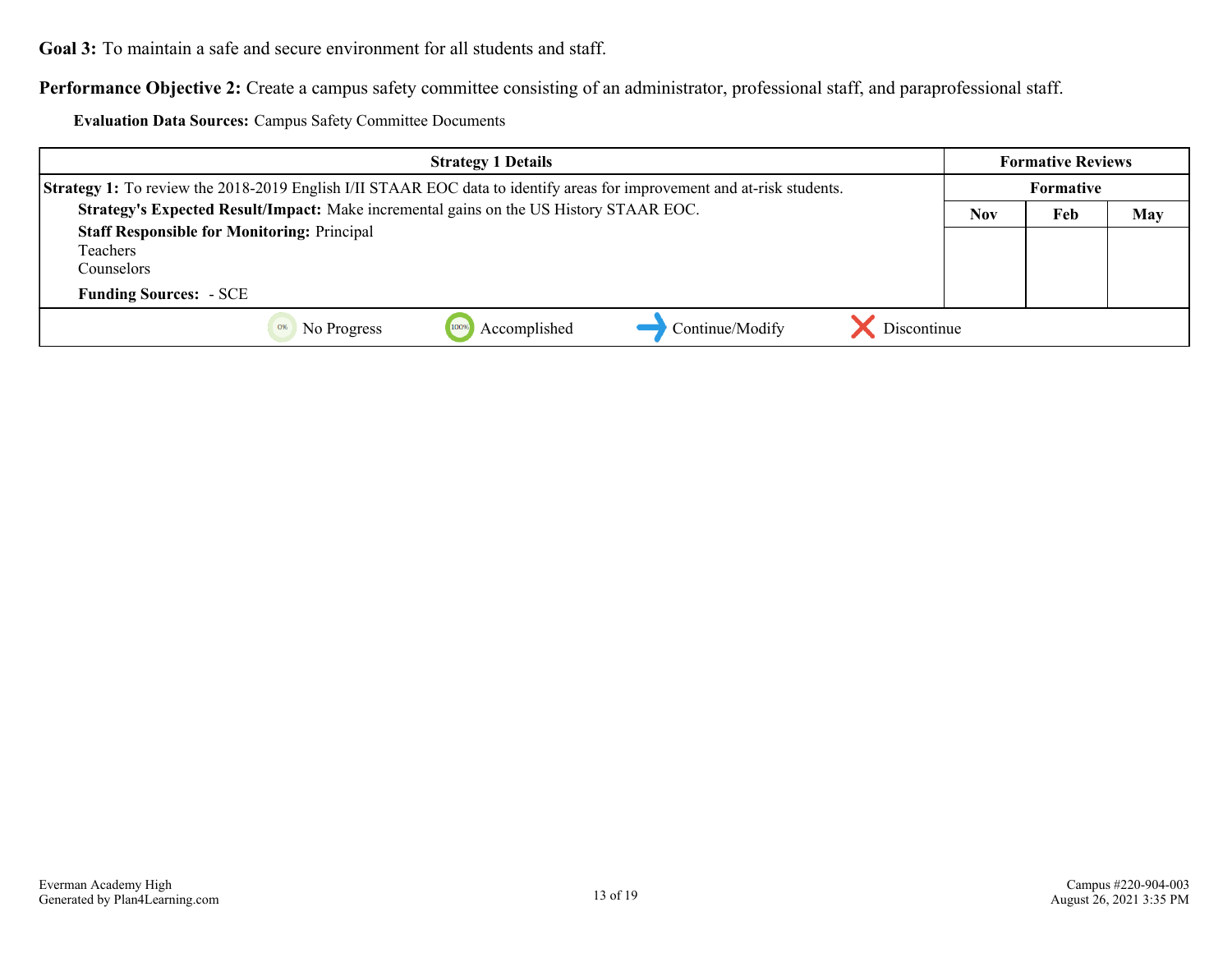**Goal 3:** To maintain a safe and secure environment for all students and staff.

**Performance Objective 2:** Create a campus safety committee consisting of an administrator, professional staff, and paraprofessional staff.

**Evaluation Data Sources:** Campus Safety Committee Documents

| Strategy 1 Details | Formative Reviews | | |
|---|---|---|---|
| | Formative | | |
| | Nov | Feb | May |
| **Strategy 1:** To review the 2018-2019 English I/II STAAR EOC data to identify areas for improvement and at-risk students.<br>**Strategy's Expected Result/Impact:** Make incremental gains on the US History STAAR EOC.<br>**Staff Responsible for Monitoring:** Principal<br>Teachers<br>Counselors<br>**Funding Sources:** - SCE | | | |

0% No Progress &nbsp;&nbsp; 100% Accomplished &nbsp;&nbsp; → Continue/Modify &nbsp;&nbsp; ✕ Discontinue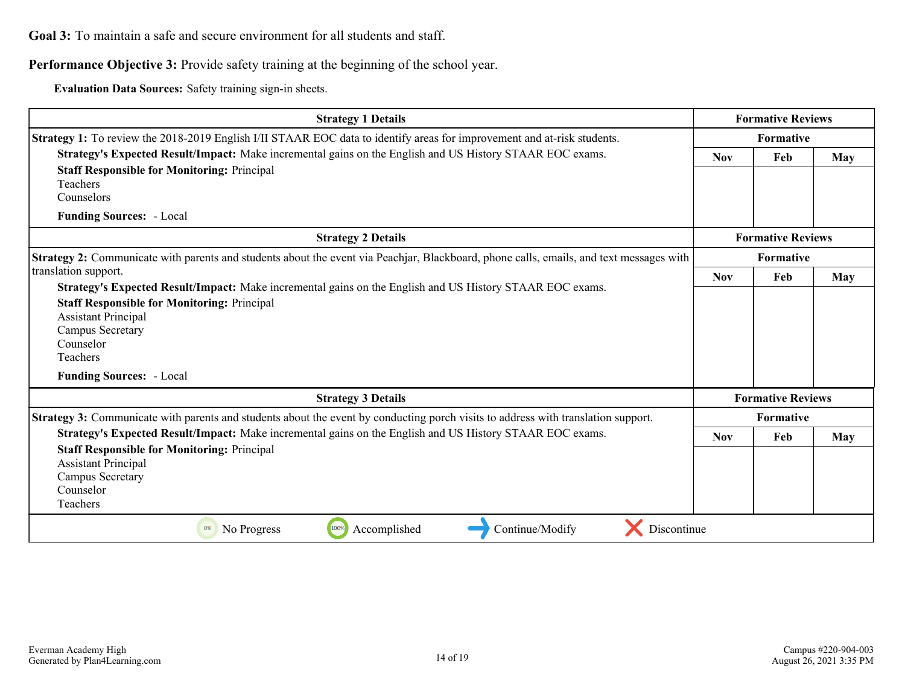**Goal 3:** To maintain a safe and secure environment for all students and staff.

**Performance Objective 3:** Provide safety training at the beginning of the school year.

**Evaluation Data Sources:** Safety training sign-in sheets.

| Strategy 1 Details | Formative Reviews | | |
|---|---|---|---|
| **Strategy 1:** To review the 2018-2019 English I/II STAAR EOC data to identify areas for improvement and at-risk students.<br>**Strategy's Expected Result/Impact:** Make incremental gains on the English and US History STAAR EOC exams.<br>**Staff Responsible for Monitoring:** Principal<br>Teachers<br>Counselors<br>**Funding Sources:** - Local | Formative | | |
| | Nov | Feb | May |
| | | | |

| Strategy 2 Details | Formative Reviews | | |
|---|---|---|---|
| **Strategy 2:** Communicate with parents and students about the event via Peachjar, Blackboard, phone calls, emails, and text messages with translation support.<br>**Strategy's Expected Result/Impact:** Make incremental gains on the English and US History STAAR EOC exams.<br>**Staff Responsible for Monitoring:** Principal<br>Assistant Principal<br>Campus Secretary<br>Counselor<br>Teachers<br>**Funding Sources:** - Local | Formative | | |
| | Nov | Feb | May |
| | | | |

| Strategy 3 Details | Formative Reviews | | |
|---|---|---|---|
| **Strategy 3:** Communicate with parents and students about the event by conducting porch visits to address with translation support.<br>**Strategy's Expected Result/Impact:** Make incremental gains on the English and US History STAAR EOC exams.<br>**Staff Responsible for Monitoring:** Principal<br>Assistant Principal<br>Campus Secretary<br>Counselor<br>Teachers | Formative | | |
| | Nov | Feb | May |
| | | | |

0% No Progress &nbsp;&nbsp; 100% Accomplished &nbsp;&nbsp; → Continue/Modify &nbsp;&nbsp; ✗ Discontinue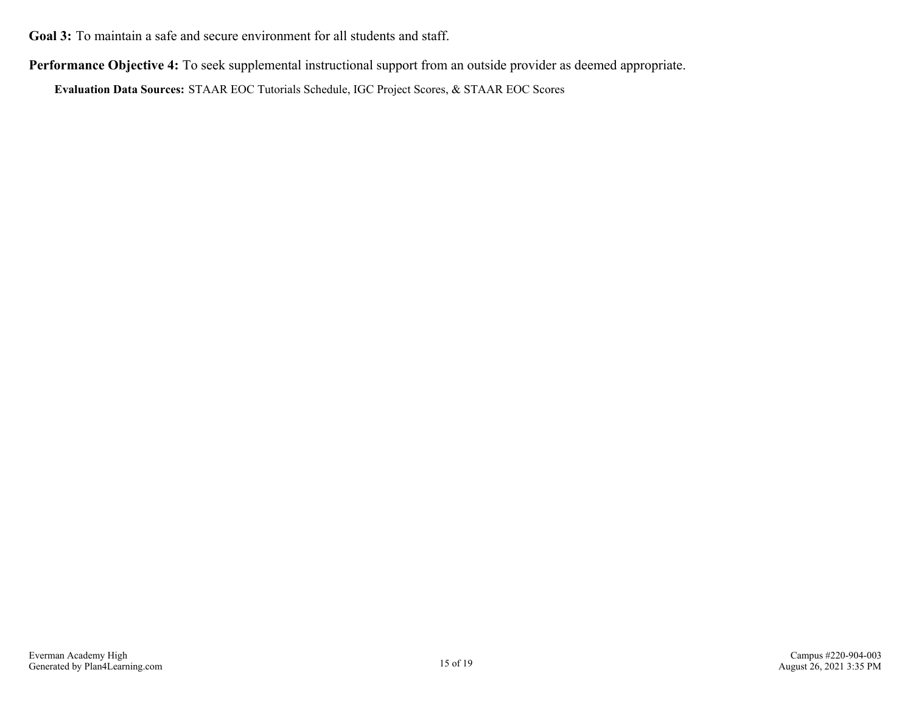**Goal 3:** To maintain a safe and secure environment for all students and staff.

**Performance Objective 4:** To seek supplemental instructional support from an outside provider as deemed appropriate.

**Evaluation Data Sources:** STAAR EOC Tutorials Schedule, IGC Project Scores, & STAAR EOC Scores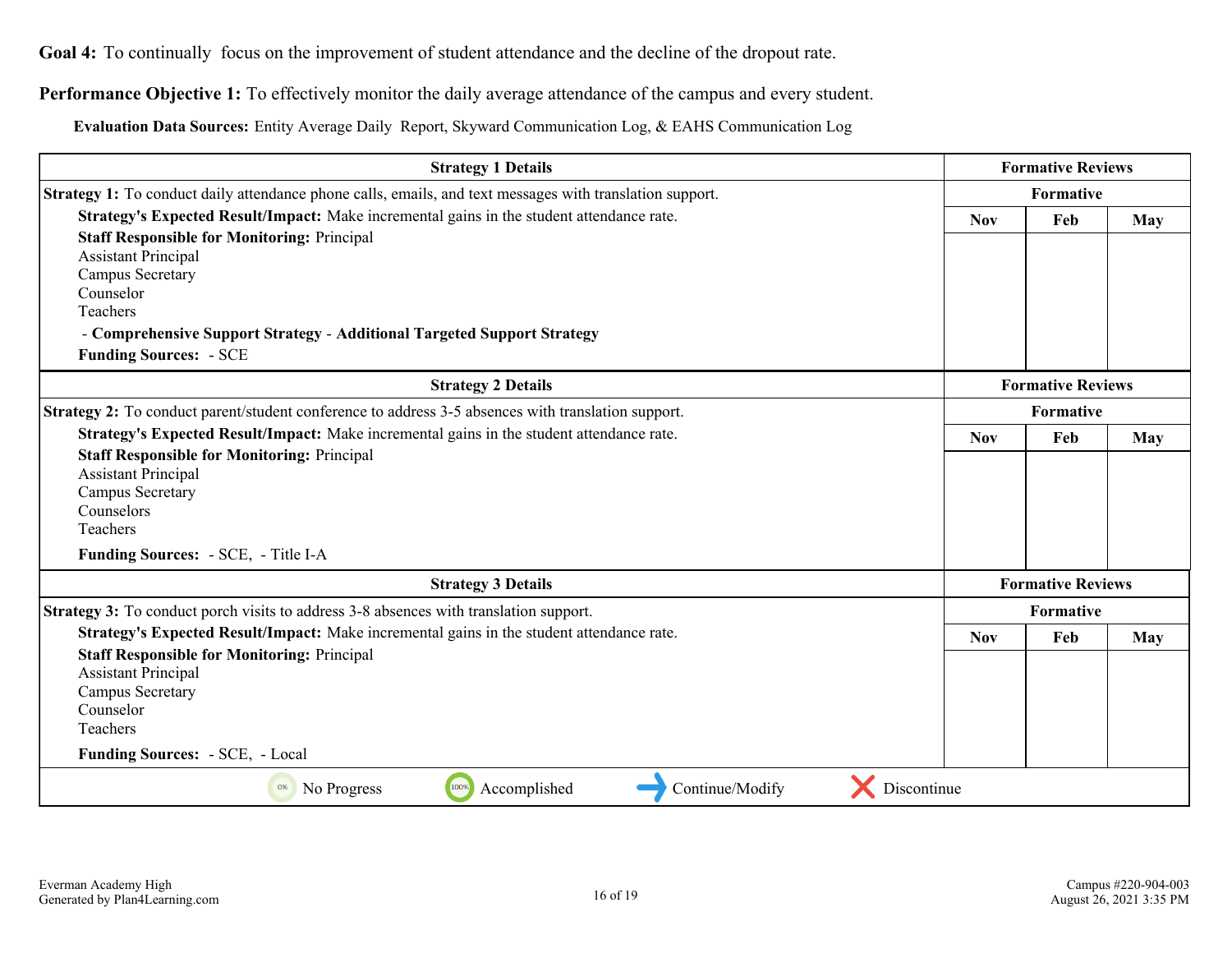**Goal 4:** To continually focus on the improvement of student attendance and the decline of the dropout rate.

**Performance Objective 1:** To effectively monitor the daily average attendance of the campus and every student.

**Evaluation Data Sources:** Entity Average Daily Report, Skyward Communication Log, & EAHS Communication Log

| Strategy 1 Details | Formative Reviews | | |
|---|---|---|---|
| **Strategy 1:** To conduct daily attendance phone calls, emails, and text messages with translation support. | Formative | | |
| **Strategy's Expected Result/Impact:** Make incremental gains in the student attendance rate.<br>**Staff Responsible for Monitoring:** Principal<br>Assistant Principal<br>Campus Secretary<br>Counselor<br>Teachers<br>- **Comprehensive Support Strategy** - **Additional Targeted Support Strategy**<br>**Funding Sources:** - SCE | Nov | Feb | May |

| Strategy 2 Details | Formative Reviews | | |
|---|---|---|---|
| **Strategy 2:** To conduct parent/student conference to address 3-5 absences with translation support. | Formative | | |
| **Strategy's Expected Result/Impact:** Make incremental gains in the student attendance rate.<br>**Staff Responsible for Monitoring:** Principal<br>Assistant Principal<br>Campus Secretary<br>Counselors<br>Teachers<br>**Funding Sources:** - SCE, - Title I-A | Nov | Feb | May |

| Strategy 3 Details | Formative Reviews | | |
|---|---|---|---|
| **Strategy 3:** To conduct porch visits to address 3-8 absences with translation support. | Formative | | |
| **Strategy's Expected Result/Impact:** Make incremental gains in the student attendance rate.<br>**Staff Responsible for Monitoring:** Principal<br>Assistant Principal<br>Campus Secretary<br>Counselor<br>Teachers<br>**Funding Sources:** - SCE, - Local | Nov | Feb | May |

No Progress | Accomplished | Continue/Modify | Discontinue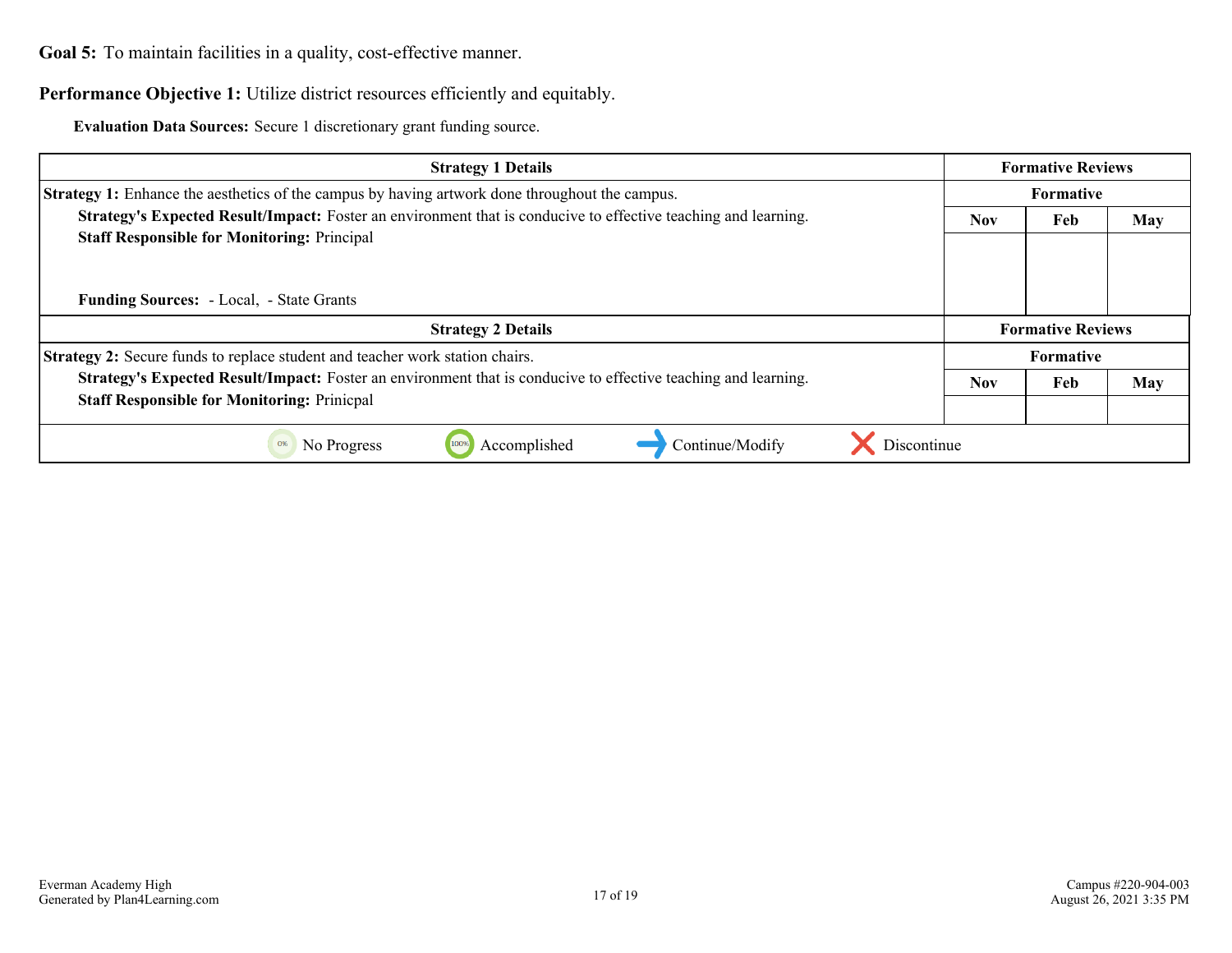**Goal 5:** To maintain facilities in a quality, cost-effective manner.

**Performance Objective 1:** Utilize district resources efficiently and equitably.

**Evaluation Data Sources:** Secure 1 discretionary grant funding source.

| Strategy 1 Details | Formative Reviews | | |
|---|---|---|---|
| **Strategy 1:** Enhance the aesthetics of the campus by having artwork done throughout the campus.<br>**Strategy's Expected Result/Impact:** Foster an environment that is conducive to effective teaching and learning.<br>**Staff Responsible for Monitoring:** Principal<br><br>**Funding Sources:** - Local, - State Grants | Formative | | |
| | Nov | Feb | May |
| | | | |

| Strategy 2 Details | Formative Reviews | | |
|---|---|---|---|
| **Strategy 2:** Secure funds to replace student and teacher work station chairs.<br>**Strategy's Expected Result/Impact:** Foster an environment that is conducive to effective teaching and learning.<br>**Staff Responsible for Monitoring:** Prinicpal | Formative | | |
| | Nov | Feb | May |
| | | | |

No Progress | Accomplished | Continue/Modify | Discontinue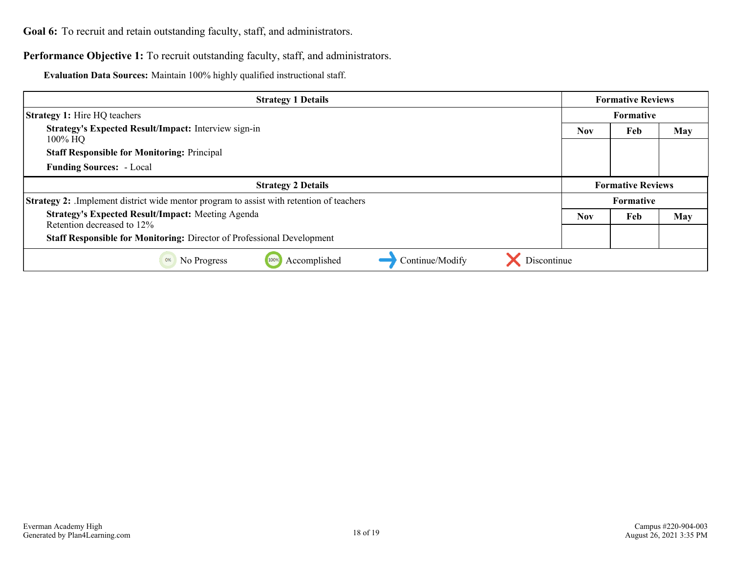**Goal 6:** To recruit and retain outstanding faculty, staff, and administrators.

**Performance Objective 1:** To recruit outstanding faculty, staff, and administrators.

**Evaluation Data Sources:** Maintain 100% highly qualified instructional staff.

| Strategy 1 Details | Formative Reviews | | |
|---|---|---|---|
| **Strategy 1:** Hire HQ teachers | Formative | | |
| **Strategy's Expected Result/Impact:** Interview sign-in<br>100% HQ<br>**Staff Responsible for Monitoring:** Principal<br>**Funding Sources:** - Local | Nov | Feb | May |
| | | | |

| Strategy 2 Details | Formative Reviews | | |
|---|---|---|---|
| **Strategy 2:** .Implement district wide mentor program to assist with retention of teachers | Formative | | |
| **Strategy's Expected Result/Impact:** Meeting Agenda<br>Retention decreased to 12%<br>**Staff Responsible for Monitoring:** Director of Professional Development | Nov | Feb | May |
| | | | |

0% No Progress | 100% Accomplished | Continue/Modify | Discontinue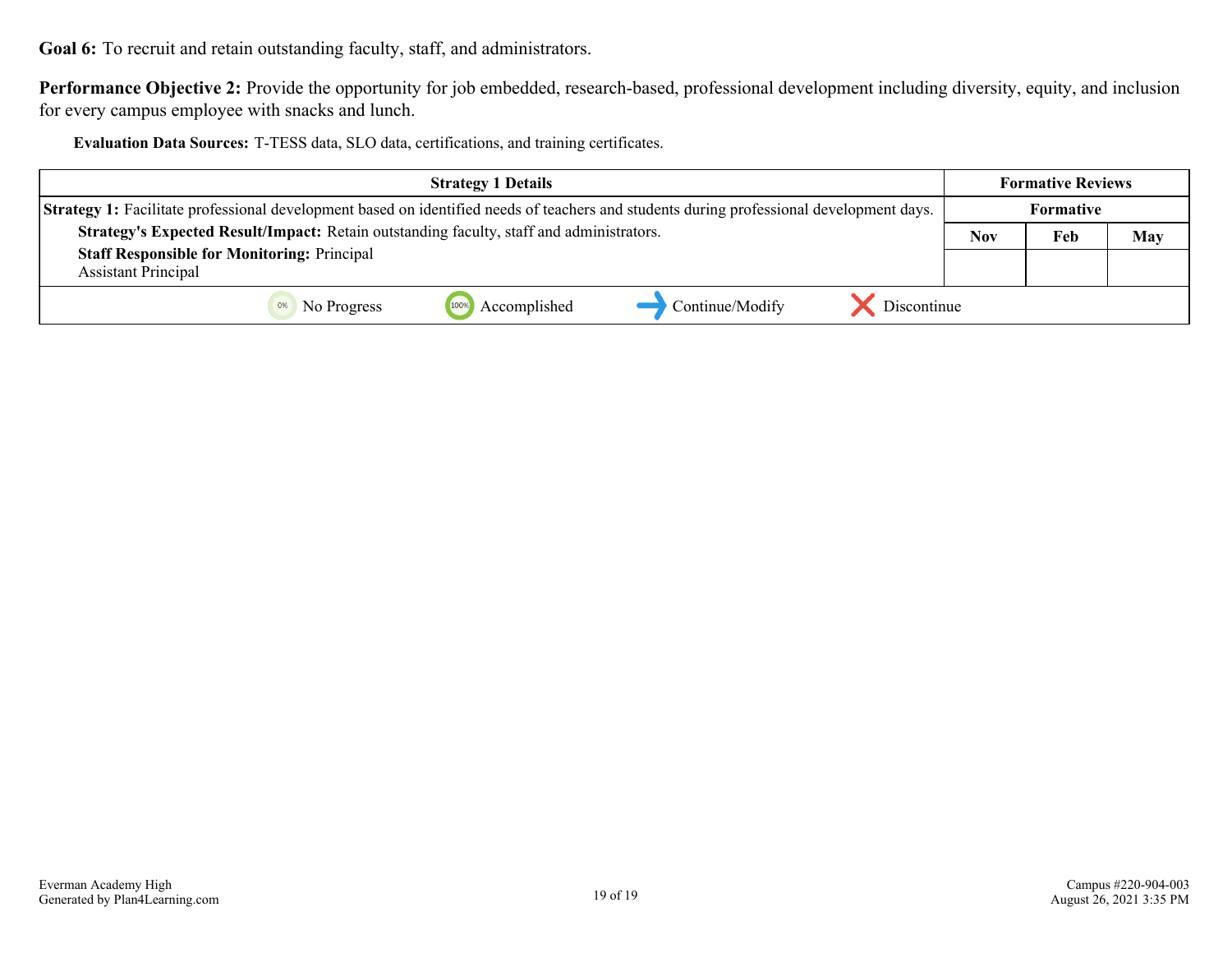**Goal 6:** To recruit and retain outstanding faculty, staff, and administrators.

**Performance Objective 2:** Provide the opportunity for job embedded, research-based, professional development including diversity, equity, and inclusion for every campus employee with snacks and lunch.

**Evaluation Data Sources:** T-TESS data, SLO data, certifications, and training certificates.

| Strategy 1 Details | Formative Reviews | | |
|---|---|---|---|
| | Formative | | |
| **Strategy 1:** Facilitate professional development based on identified needs of teachers and students during professional development days.<br>**Strategy's Expected Result/Impact:** Retain outstanding faculty, staff and administrators.<br>**Staff Responsible for Monitoring:** Principal<br>Assistant Principal | Nov | Feb | May |
| | | | |

No Progress | Accomplished | Continue/Modify | Discontinue